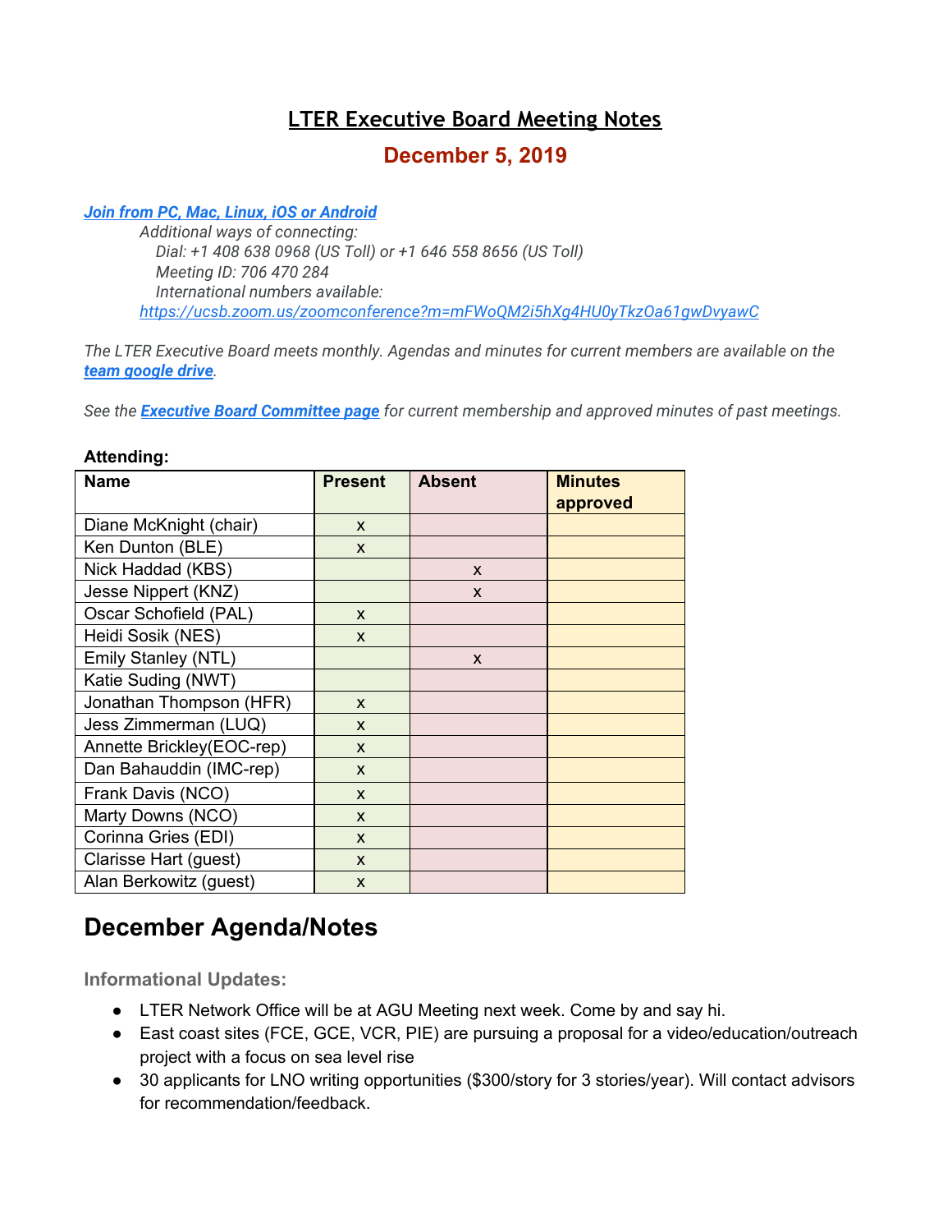# LTER Executive Board Meeting Notes

## December 5, 2019

***Join from PC, Mac, Linux, iOS or Android***

*Additional ways of connecting:*

*Dial: +1 408 638 0968 (US Toll) or +1 646 558 8656 (US Toll)*

*Meeting ID: 706 470 284*

*International numbers available:*

*https://ucsb.zoom.us/zoomconference?m=mFWoQM2i5hXg4HU0yTkzOa61gwDvyawC*

*The LTER Executive Board meets monthly. Agendas and minutes for current members are available on the **team google drive**.*

*See the **Executive Board Committee page** for current membership and approved minutes of past meetings.*

**Attending:**

| Name | Present | Absent | Minutes approved |
|---|---|---|---|
| Diane McKnight (chair) | x | | |
| Ken Dunton (BLE) | x | | |
| Nick Haddad (KBS) | | x | |
| Jesse Nippert (KNZ) | | x | |
| Oscar Schofield (PAL) | x | | |
| Heidi Sosik (NES) | x | | |
| Emily Stanley (NTL) | | x | |
| Katie Suding (NWT) | | | |
| Jonathan Thompson (HFR) | x | | |
| Jess Zimmerman (LUQ) | x | | |
| Annette Brickley(EOC-rep) | x | | |
| Dan Bahauddin (IMC-rep) | x | | |
| Frank Davis (NCO) | x | | |
| Marty Downs (NCO) | x | | |
| Corinna Gries (EDI) | x | | |
| Clarisse Hart (guest) | x | | |
| Alan Berkowitz (guest) | x | | |

# December Agenda/Notes

### Informational Updates:

- LTER Network Office will be at AGU Meeting next week. Come by and say hi.
- East coast sites (FCE, GCE, VCR, PIE) are pursuing a proposal for a video/education/outreach project with a focus on sea level rise
- 30 applicants for LNO writing opportunities ($300/story for 3 stories/year). Will contact advisors for recommendation/feedback.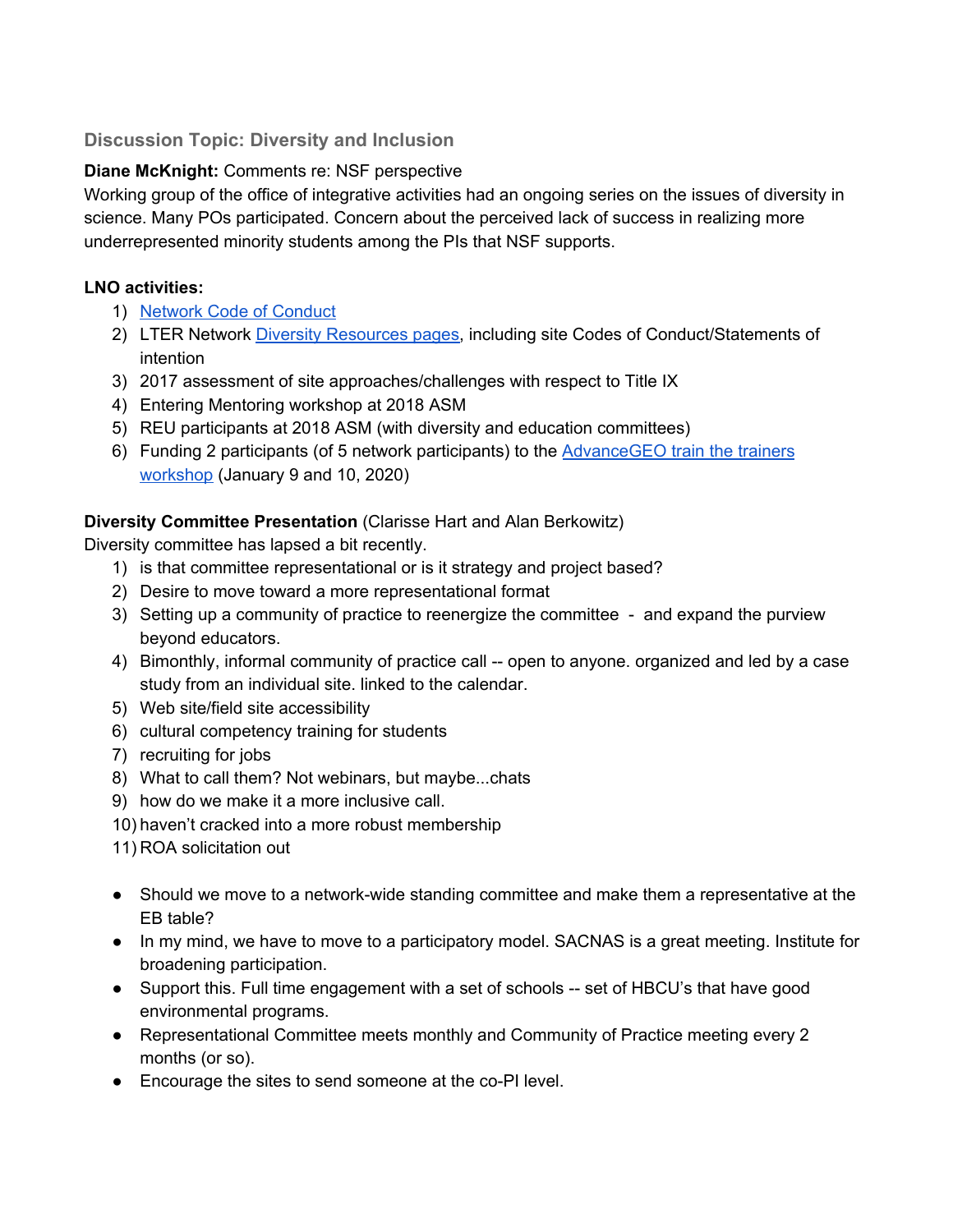### Discussion Topic: Diversity and Inclusion

**Diane McKnight:** Comments re: NSF perspective

Working group of the office of integrative activities had an ongoing series on the issues of diversity in science. Many POs participated. Concern about the perceived lack of success in realizing more underrepresented minority students among the PIs that NSF supports.

**LNO activities:**

1) Network Code of Conduct
2) LTER Network Diversity Resources pages, including site Codes of Conduct/Statements of intention
3) 2017 assessment of site approaches/challenges with respect to Title IX
4) Entering Mentoring workshop at 2018 ASM
5) REU participants at 2018 ASM (with diversity and education committees)
6) Funding 2 participants (of 5 network participants) to the AdvanceGEO train the trainers workshop (January 9 and 10, 2020)

**Diversity Committee Presentation** (Clarisse Hart and Alan Berkowitz)

Diversity committee has lapsed a bit recently.

1) is that committee representational or is it strategy and project based?
2) Desire to move toward a more representational format
3) Setting up a community of practice to reenergize the committee - and expand the purview beyond educators.
4) Bimonthly, informal community of practice call -- open to anyone. organized and led by a case study from an individual site. linked to the calendar.
5) Web site/field site accessibility
6) cultural competency training for students
7) recruiting for jobs
8) What to call them? Not webinars, but maybe...chats
9) how do we make it a more inclusive call.
10) haven't cracked into a more robust membership
11) ROA solicitation out

- Should we move to a network-wide standing committee and make them a representative at the EB table?
- In my mind, we have to move to a participatory model. SACNAS is a great meeting. Institute for broadening participation.
- Support this. Full time engagement with a set of schools -- set of HBCU's that have good environmental programs.
- Representational Committee meets monthly and Community of Practice meeting every 2 months (or so).
- Encourage the sites to send someone at the co-PI level.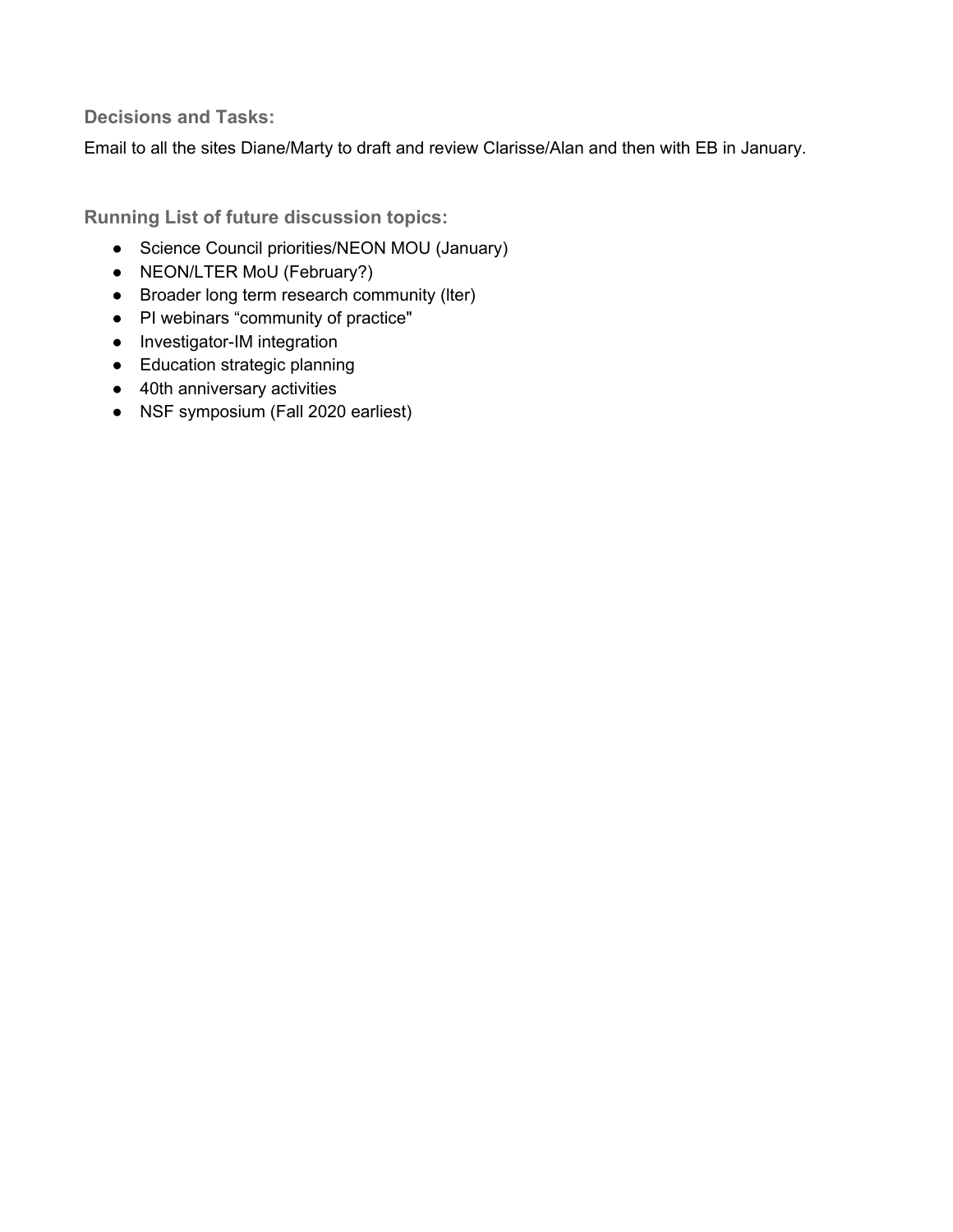### Decisions and Tasks:

Email to all the sites Diane/Marty to draft and review Clarisse/Alan and then with EB in January.

### Running List of future discussion topics:

- Science Council priorities/NEON MOU (January)
- NEON/LTER MoU (February?)
- Broader long term research community (lter)
- PI webinars "community of practice"
- Investigator-IM integration
- Education strategic planning
- 40th anniversary activities
- NSF symposium (Fall 2020 earliest)